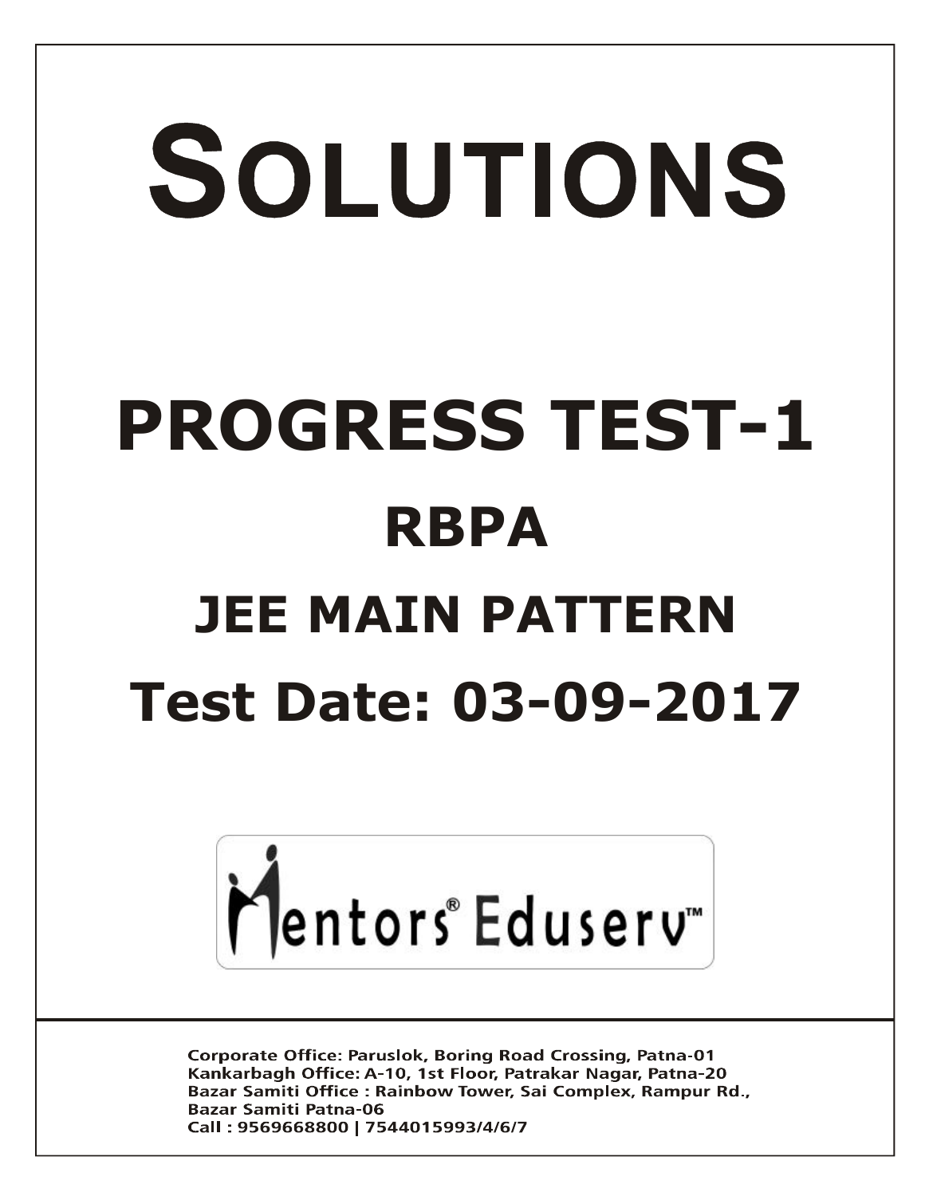# SOLUTIONS

# PROGRESS TEST-1

## RBPA

## JEE MAIN PATTERN

## Test Date: 03-09-2017

Mentors® Eduserv™

Corporate Office: Paruslok, Boring Road Crossing, Patna-01
Kankarbagh Office: A-10, 1st Floor, Patrakar Nagar, Patna-20
Bazar Samiti Office : Rainbow Tower, Sai Complex, Rampur Rd., Bazar Samiti Patna-06
Call : 9569668800 | 7544015993/4/6/7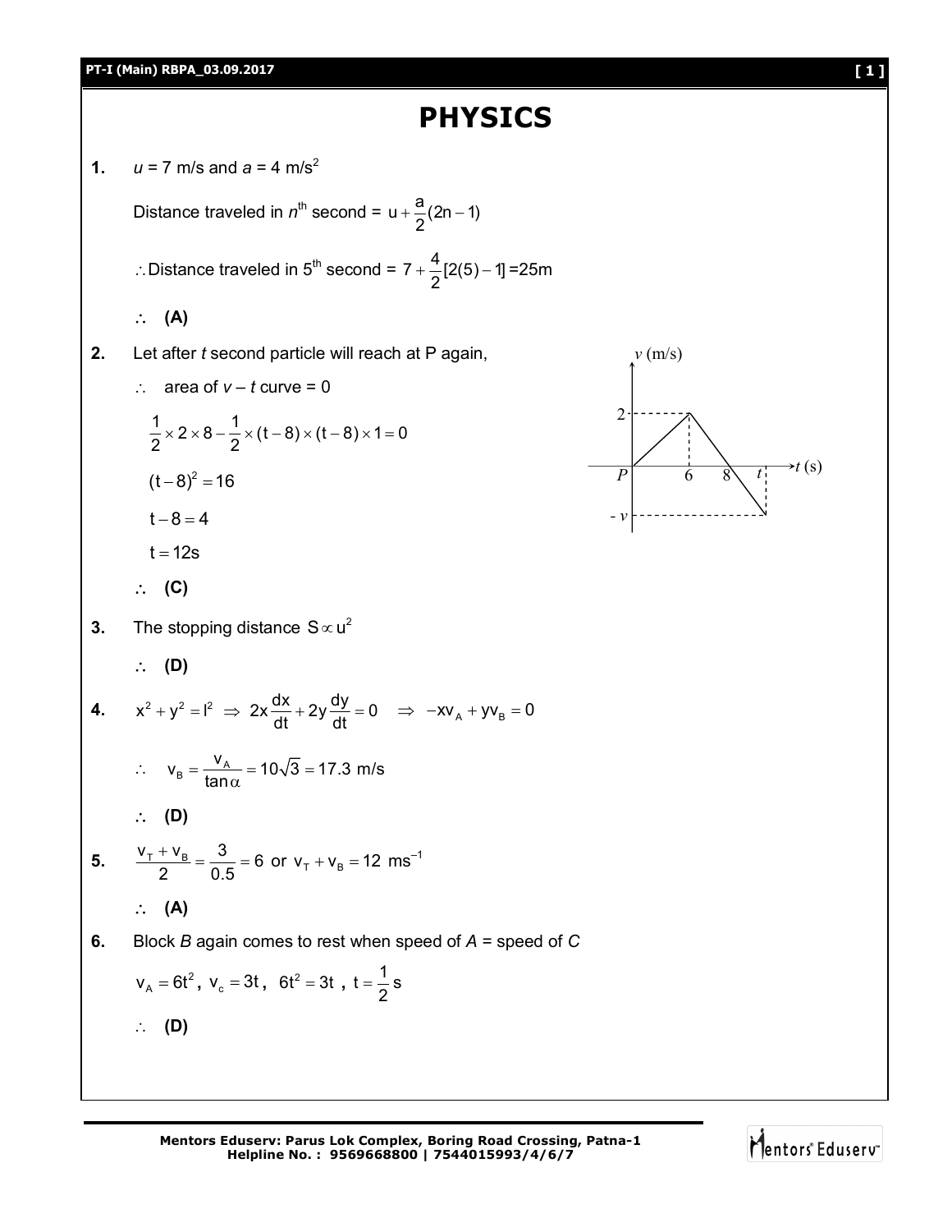# PHYSICS

**1.** $u$ = 7 m/s and $a$ = 4 m/s$^2$

Distance traveled in $n^{th}$ second = $u + \frac{a}{2}(2n-1)$

$\therefore$ Distance traveled in 5$^{th}$ second = $7 + \frac{4}{2}[2(5)-1] = 25\text{m}$

$\therefore$ **(A)**

**2.** Let after $t$ second particle will reach at P again,

$\therefore$ area of $v - t$ curve = 0

$$\frac{1}{2} \times 2 \times 8 - \frac{1}{2} \times (t-8) \times (t-8) \times 1 = 0$$

$$(t-8)^2 = 16$$

$$t - 8 = 4$$

$$t = 12\text{s}$$

$\therefore$ **(C)**

**3.** The stopping distance $S \propto u^2$

$\therefore$ **(D)**

**4.** $x^2 + y^2 = l^2 \Rightarrow 2x\frac{dx}{dt} + 2y\frac{dy}{dt} = 0 \Rightarrow -xv_A + yv_B = 0$

$\therefore \quad v_B = \frac{v_A}{\tan\alpha} = 10\sqrt{3} = 17.3$ m/s

$\therefore$ **(D)**

**5.** $\frac{v_T + v_B}{2} = \frac{3}{0.5} = 6$ or $v_T + v_B = 12$ ms$^{-1}$

$\therefore$ **(A)**

**6.** Block $B$ again comes to rest when speed of $A$ = speed of $C$

$v_A = 6t^2$, $v_c = 3t$, $6t^2 = 3t$, $t = \frac{1}{2}$ s

$\therefore$ **(D)**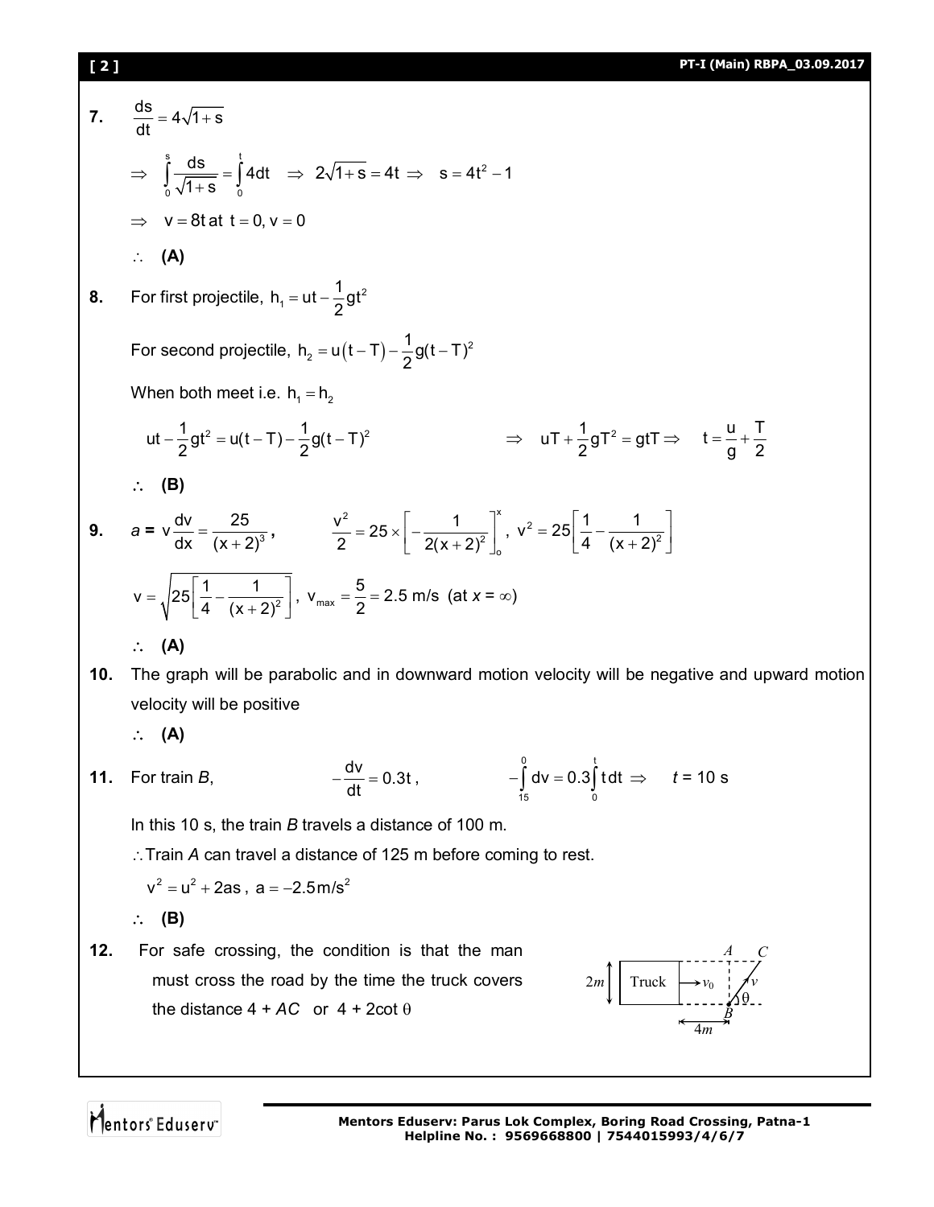**7.** $\frac{ds}{dt} = 4\sqrt{1+s}$

$\Rightarrow \int_0^s \frac{ds}{\sqrt{1+s}} = \int_0^t 4dt \Rightarrow 2\sqrt{1+s} = 4t \Rightarrow s = 4t^2 - 1$

$\Rightarrow v = 8t$ at $t = 0, v = 0$

$\therefore$ **(A)**

**8.** For first projectile, $h_1 = ut - \frac{1}{2}gt^2$

For second projectile, $h_2 = u(t-T) - \frac{1}{2}g(t-T)^2$

When both meet i.e. $h_1 = h_2$

$ut - \frac{1}{2}gt^2 = u(t-T) - \frac{1}{2}g(t-T)^2 \Rightarrow uT + \frac{1}{2}gT^2 = gtT \Rightarrow t = \frac{u}{g} + \frac{T}{2}$

$\therefore$ **(B)**

**9.** $a = v\frac{dv}{dx} = \frac{25}{(x+2)^3}$, $\frac{v^2}{2} = 25 \times \left[-\frac{1}{2(x+2)^2}\right]_o^x$, $v^2 = 25\left[\frac{1}{4} - \frac{1}{(x+2)^2}\right]$

$v = \sqrt{25\left[\frac{1}{4} - \frac{1}{(x+2)^2}\right]}$, $v_{max} = \frac{5}{2} = 2.5$ m/s (at $x = \infty$)

$\therefore$ **(A)**

**10.** The graph will be parabolic and in downward motion velocity will be negative and upward motion velocity will be positive

$\therefore$ **(A)**

**11.** For train *B*, $-\frac{dv}{dt} = 0.3t$, $-\int_{15}^{0} dv = 0.3\int_0^t t\,dt \Rightarrow t = 10$ s

In this 10 s, the train *B* travels a distance of 100 m.

$\therefore$ Train *A* can travel a distance of 125 m before coming to rest.

$v^2 = u^2 + 2as$, $a = -2.5 \text{m/s}^2$

$\therefore$ **(B)**

**12.** For safe crossing, the condition is that the man must cross the road by the time the truck covers the distance $4 + AC$ or $4 + 2\cot\theta$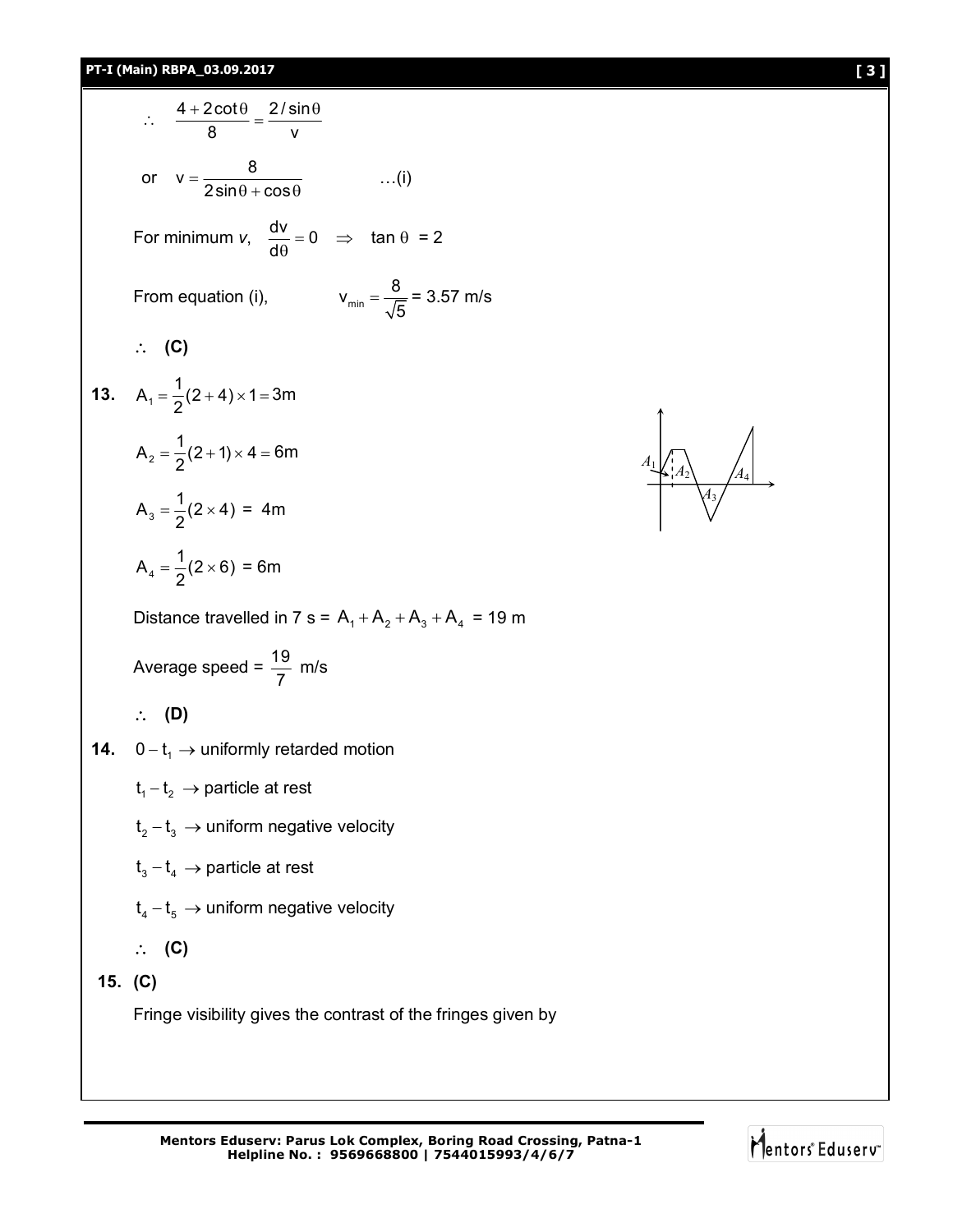$$\therefore \quad \frac{4+2\cot\theta}{8} = \frac{2/\sin\theta}{v}$$

or $\quad v = \dfrac{8}{2\sin\theta + \cos\theta}$ ...(i)

For minimum *v*, $\dfrac{dv}{d\theta} = 0 \Rightarrow \tan\theta = 2$

From equation (i), $\quad v_{min} = \dfrac{8}{\sqrt{5}}$ = 3.57 m/s

$\therefore$ **(C)**

**13.** $A_1 = \dfrac{1}{2}(2+4)\times 1 = 3\text{m}$

$A_2 = \dfrac{1}{2}(2+1)\times 4 = 6\text{m}$

$A_3 = \dfrac{1}{2}(2\times 4)$ = 4m

$A_4 = \dfrac{1}{2}(2\times 6)$ = 6m

Distance travelled in 7 s = $A_1 + A_2 + A_3 + A_4$ = 19 m

Average speed = $\dfrac{19}{7}$ m/s

$\therefore$ **(D)**

**14.** $0 - t_1 \rightarrow$ uniformly retarded motion

$t_1 - t_2 \rightarrow$ particle at rest

$t_2 - t_3 \rightarrow$ uniform negative velocity

$t_3 - t_4 \rightarrow$ particle at rest

$t_4 - t_5 \rightarrow$ uniform negative velocity

$\therefore$ **(C)**

**15. (C)**

Fringe visibility gives the contrast of the fringes given by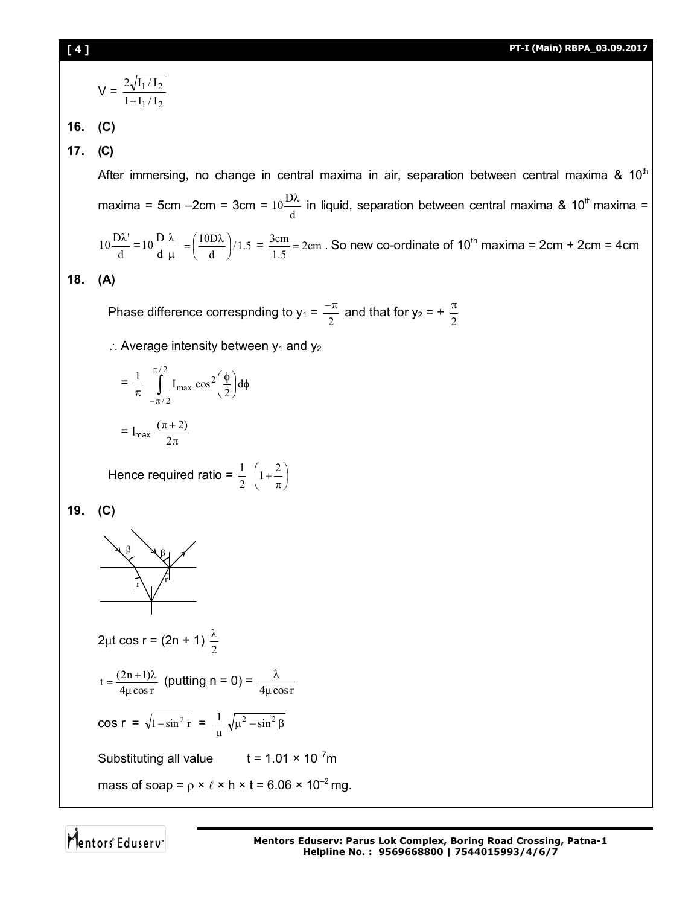$$V = \frac{2\sqrt{I_1/I_2}}{1+I_1/I_2}$$

**16.** **(C)**

**17.** **(C)**

After immersing, no change in central maxima in air, separation between central maxima & $10^{th}$ maxima = 5cm – 2cm = 3cm = $10\frac{D\lambda}{d}$ in liquid, separation between central maxima & $10^{th}$ maxima = $10\frac{D\lambda'}{d} = 10\frac{D}{d}\frac{\lambda}{\mu} = \left(\frac{10D\lambda}{d}\right)/1.5 = \frac{3\text{cm}}{1.5} = 2\text{cm}$. So new co-ordinate of $10^{th}$ maxima = 2cm + 2cm = 4cm

**18.** **(A)**

Phase difference correspnding to $y_1 = \frac{-\pi}{2}$ and that for $y_2 = +\frac{\pi}{2}$

$\therefore$ Average intensity between $y_1$ and $y_2$

$$= \frac{1}{\pi}\int_{-\pi/2}^{\pi/2} I_{max}\cos^2\left(\frac{\phi}{2}\right)d\phi$$

$$= I_{max}\frac{(\pi+2)}{2\pi}$$

Hence required ratio = $\frac{1}{2}\left(1+\frac{2}{\pi}\right)$

**19.** **(C)**

$$2\mu t\cos r = (2n+1)\frac{\lambda}{2}$$

$$t = \frac{(2n+1)\lambda}{4\mu\cos r} \text{ (putting n = 0)} = \frac{\lambda}{4\mu\cos r}$$

$$\cos r = \sqrt{1-\sin^2 r} = \frac{1}{\mu}\sqrt{\mu^2-\sin^2\beta}$$

Substituting all value $\quad t = 1.01 \times 10^{-7}$m

mass of soap = $\rho \times \ell \times h \times t = 6.06 \times 10^{-2}$ mg.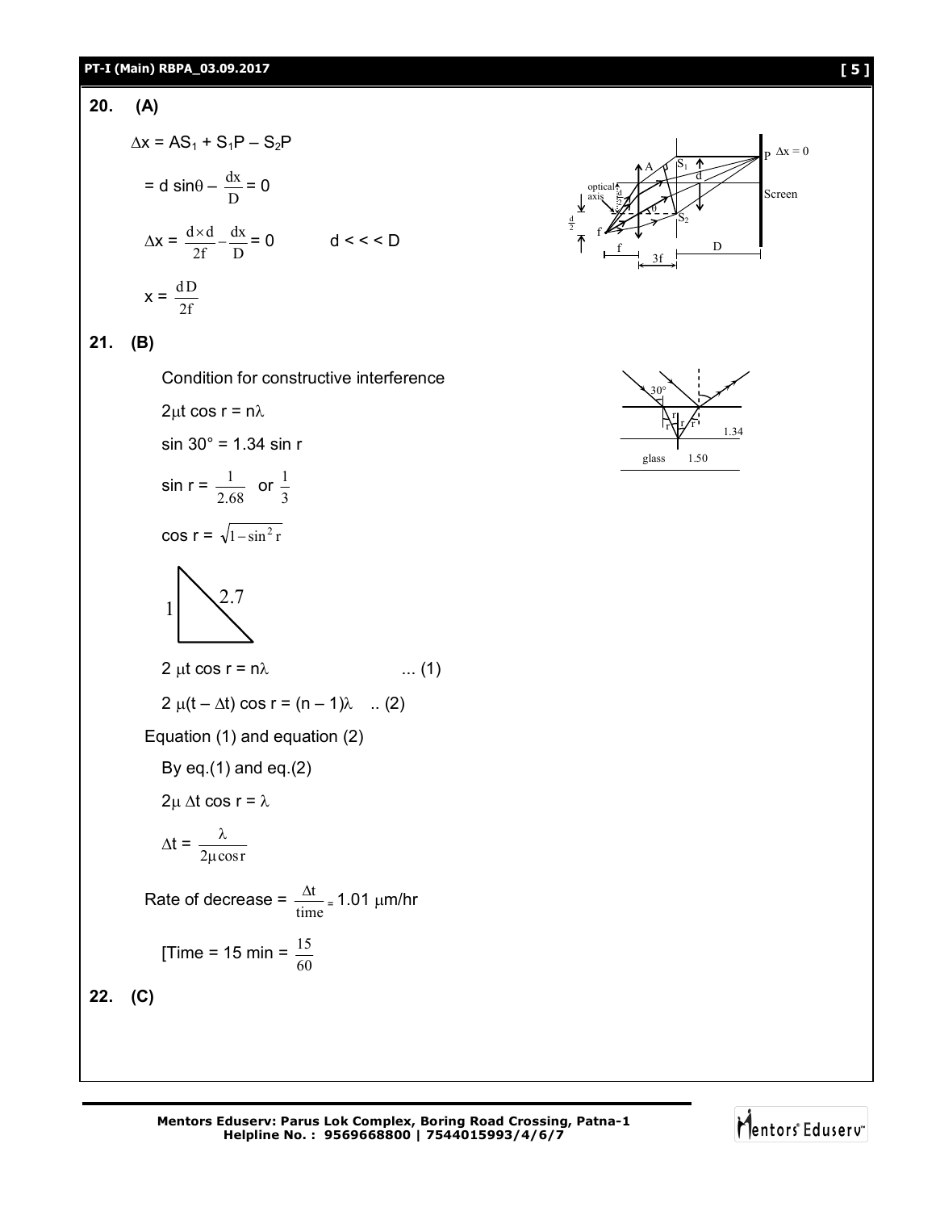**20. (A)**

$\Delta x = AS_1 + S_1P - S_2P$

$= d\sin\theta - \frac{dx}{D} = 0$

$\Delta x = \frac{d \times d}{2f} - \frac{dx}{D} = 0 \qquad d <<< D$

$x = \frac{dD}{2f}$

**21. (B)**

Condition for constructive interference

$2\mu t \cos r = n\lambda$

$\sin 30° = 1.34 \sin r$

$\sin r = \frac{1}{2.68}$ or $\frac{1}{3}$

$\cos r = \sqrt{1 - \sin^2 r}$

$2\mu t \cos r = n\lambda \qquad \ldots (1)$

$2\mu(t - \Delta t)\cos r = (n-1)\lambda \quad \ldots (2)$

Equation (1) and equation (2)

By eq.(1) and eq.(2)

$2\mu \Delta t \cos r = \lambda$

$\Delta t = \frac{\lambda}{2\mu \cos r}$

Rate of decrease = $\frac{\Delta t}{\text{time}}$ = 1.01 μm/hr

[Time = 15 min = $\frac{15}{60}$

**22. (C)**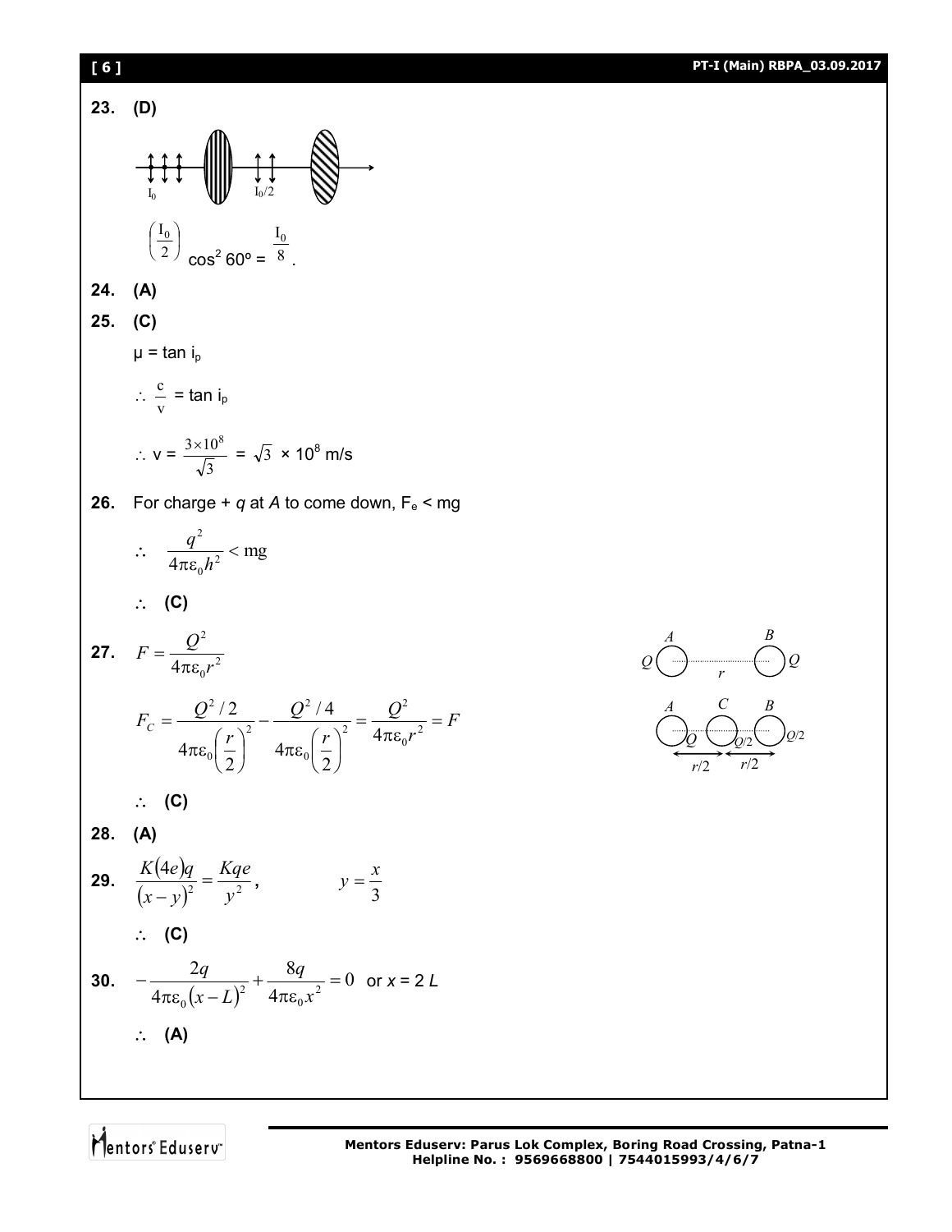**23.** **(D)**

$\left(\frac{I_0}{2}\right)\cos^2 60° = \frac{I_0}{8}$.

**24.** **(A)**

**25.** **(C)**

$\mu = \tan i_p$

$\therefore \frac{c}{v} = \tan i_p$

$\therefore v = \frac{3\times10^8}{\sqrt{3}} = \sqrt{3} \times 10^8$ m/s

**26.** For charge + $q$ at $A$ to come down, $F_e < mg$

$$\therefore \quad \frac{q^2}{4\pi\varepsilon_0 h^2} < mg$$

$\therefore$ **(C)**

**27.** $$F = \frac{Q^2}{4\pi\varepsilon_0 r^2}$$

$$F_C = \frac{Q^2/2}{4\pi\varepsilon_0\left(\frac{r}{2}\right)^2} - \frac{Q^2/4}{4\pi\varepsilon_0\left(\frac{r}{2}\right)^2} = \frac{Q^2}{4\pi\varepsilon_0 r^2} = F$$

$\therefore$ **(C)**

**28.** **(A)**

**29.** $$\frac{K(4e)q}{(x-y)^2} = \frac{Kqe}{y^2}, \qquad y = \frac{x}{3}$$

$\therefore$ **(C)**

**30.** $$-\frac{2q}{4\pi\varepsilon_0(x-L)^2} + \frac{8q}{4\pi\varepsilon_0 x^2} = 0 \quad \text{or } x = 2L$$

$\therefore$ **(A)**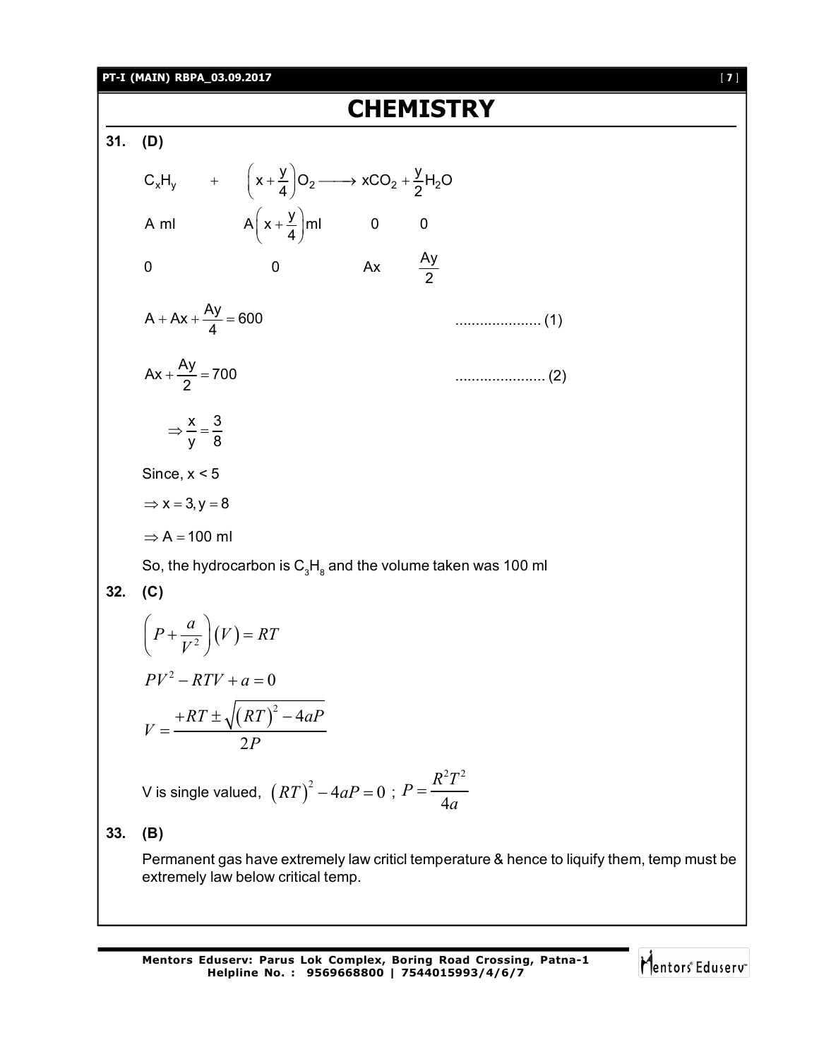# CHEMISTRY

**31. (D)**

$$C_xH_y \quad + \quad \left(x+\frac{y}{4}\right)O_2 \longrightarrow xCO_2 + \frac{y}{2}H_2O$$

| | | | |
|---|---|---|---|
| A ml | $A\left(x+\frac{y}{4}\right)$ml | 0 | 0 |
| 0 | 0 | Ax | $\frac{Ay}{2}$ |

$$A + Ax + \frac{Ay}{4} = 600 \qquad \text{..................... (1)}$$

$$Ax + \frac{Ay}{2} = 700 \qquad \text{...................... (2)}$$

$$\Rightarrow \frac{x}{y} = \frac{3}{8}$$

Since, $x < 5$

$\Rightarrow x = 3, y = 8$

$\Rightarrow A = 100$ ml

So, the hydrocarbon is $C_3H_8$ and the volume taken was 100 ml

**32. (C)**

$$\left(P + \frac{a}{V^2}\right)(V) = RT$$

$$PV^2 - RTV + a = 0$$

$$V = \frac{+RT \pm \sqrt{(RT)^2 - 4aP}}{2P}$$

V is single valued, $(RT)^2 - 4aP = 0$ ; $P = \frac{R^2T^2}{4a}$

**33. (B)**

Permanent gas have extremely law criticl temperature & hence to liquify them, temp must be extremely law below critical temp.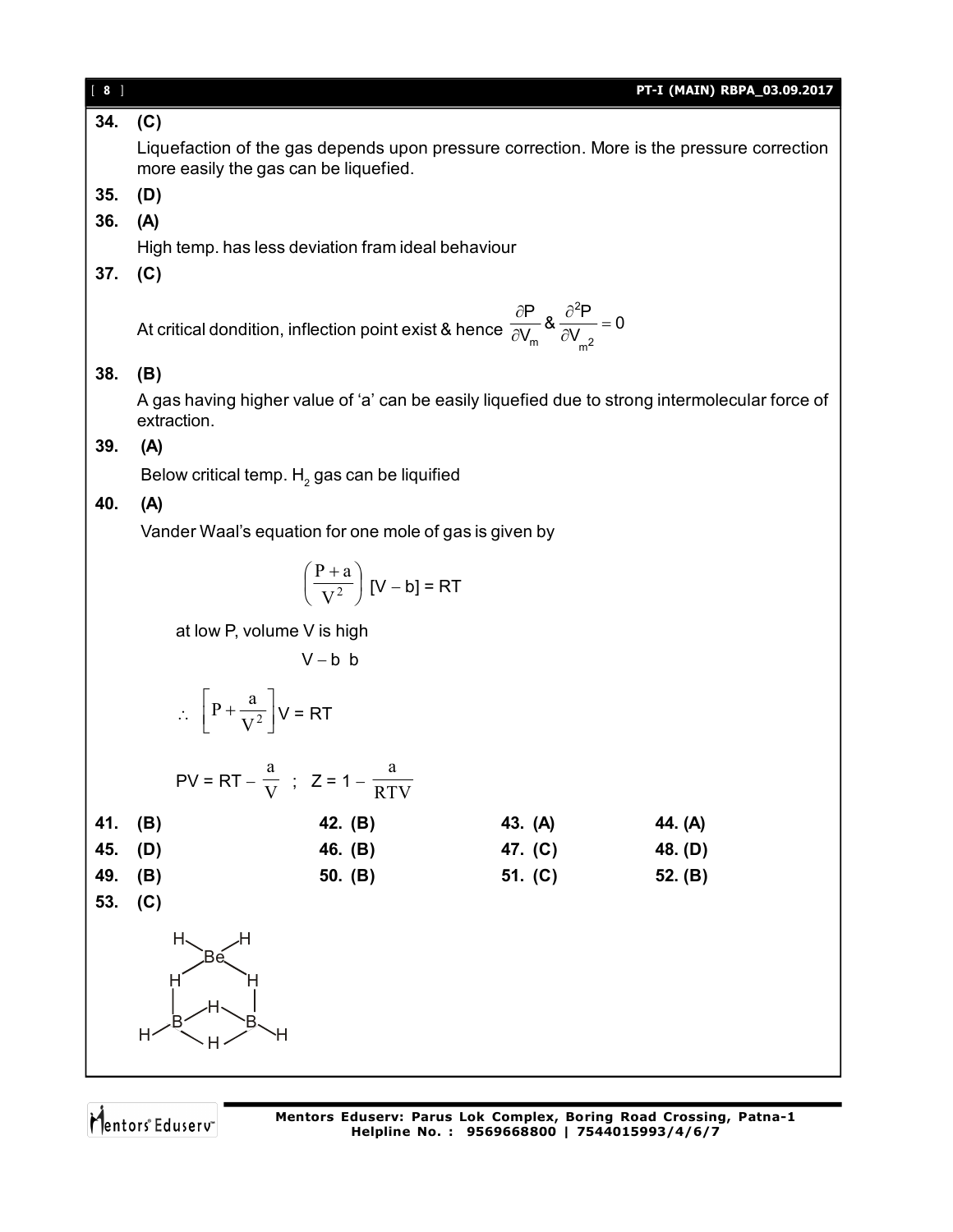**34. (C)**

Liquefaction of the gas depends upon pressure correction. More is the pressure correction more easily the gas can be liquefied.

**35. (D)**

**36. (A)**

High temp. has less deviation fram ideal behaviour

**37. (C)**

At critical dondition, inflection point exist & hence $\frac{\partial P}{\partial V_m}$ & $\frac{\partial^2 P}{\partial V_{m^2}} = 0$

**38. (B)**

A gas having higher value of 'a' can be easily liquefied due to strong intermolecular force of extraction.

**39. (A)**

Below critical temp. $H_2$ gas can be liquified

**40. (A)**

Vander Waal's equation for one mole of gas is given by

$$\left(\frac{P + a}{V^2}\right) [V - b] = RT$$

at low P, volume V is high

$$V - b \;\; b$$

$$\therefore \left[P + \frac{a}{V^2}\right] V = RT$$

$$PV = RT - \frac{a}{V} \;\; ; \;\; Z = 1 - \frac{a}{RTV}$$

| | | | |
|---|---|---|---|
| **41. (B)** | **42. (B)** | **43. (A)** | **44. (A)** |
| **45. (D)** | **46. (B)** | **47. (C)** | **48. (D)** |
| **49. (B)** | **50. (B)** | **51. (C)** | **52. (B)** |

**53. (C)**

```
  H       H
    \   /
     Be
    /   \
  H       H
  |       |
  |   H   |
  B <   > B
H/   \H/    \H
```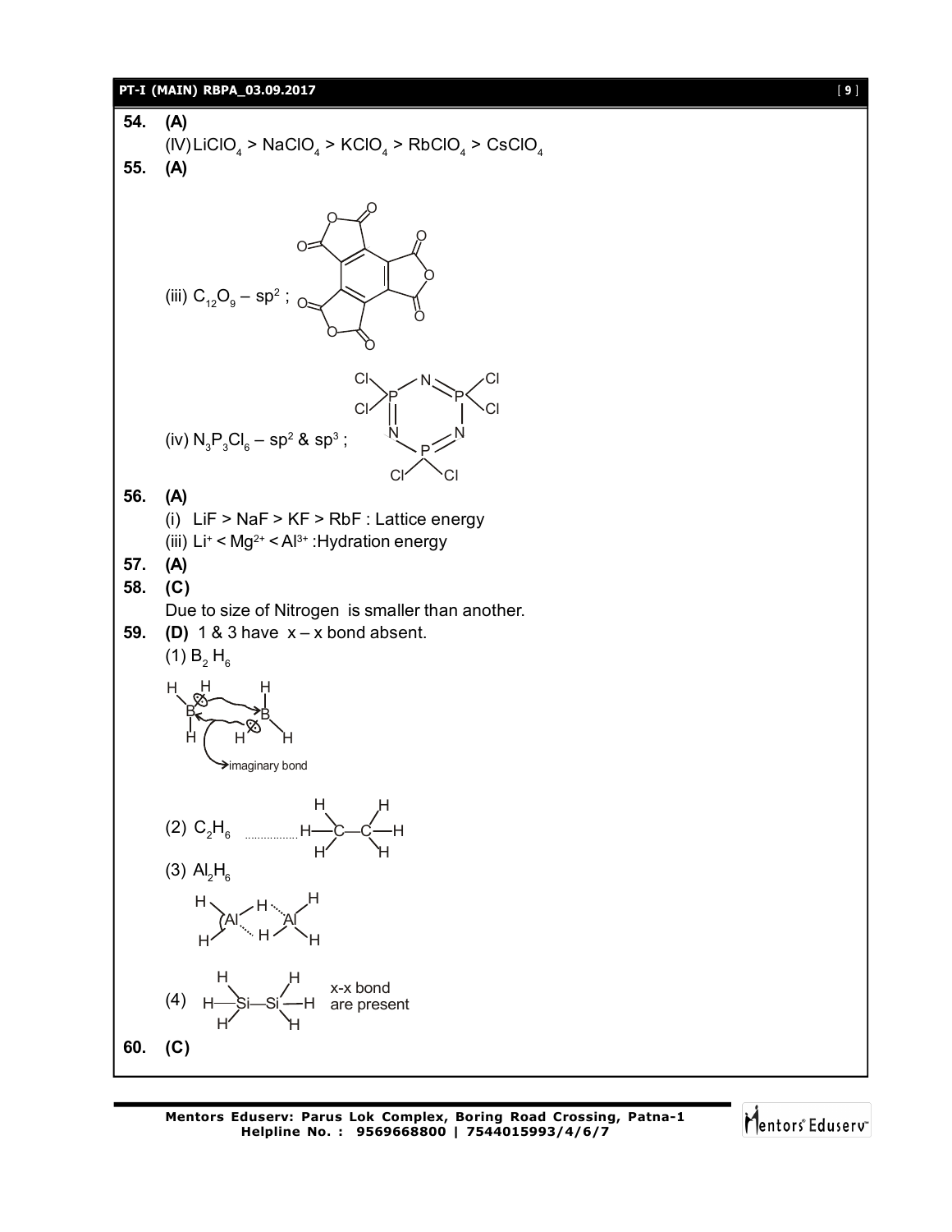**54. (A)**

(IV) $LiClO_4 > NaClO_4 > KClO_4 > RbClO_4 > CsClO_4$

**55. (A)**

(iii) $C_{12}O_9$ – $sp^2$ ;

(iv) $N_3P_3Cl_6$ – $sp^2$ & $sp^3$ ;

**56. (A)**

(i) LiF > NaF > KF > RbF : Lattice energy

(iii) $Li^+ < Mg^{2+} < Al^{3+}$ :Hydration energy

**57. (A)**

**58. (C)**

Due to size of Nitrogen is smaller than another.

**59. (D)** 1 & 3 have x – x bond absent.

(1) $B_2H_6$

imaginary bond

(2) $C_2H_6$

(3) $Al_2H_6$

(4) x-x bond are present

**60. (C)**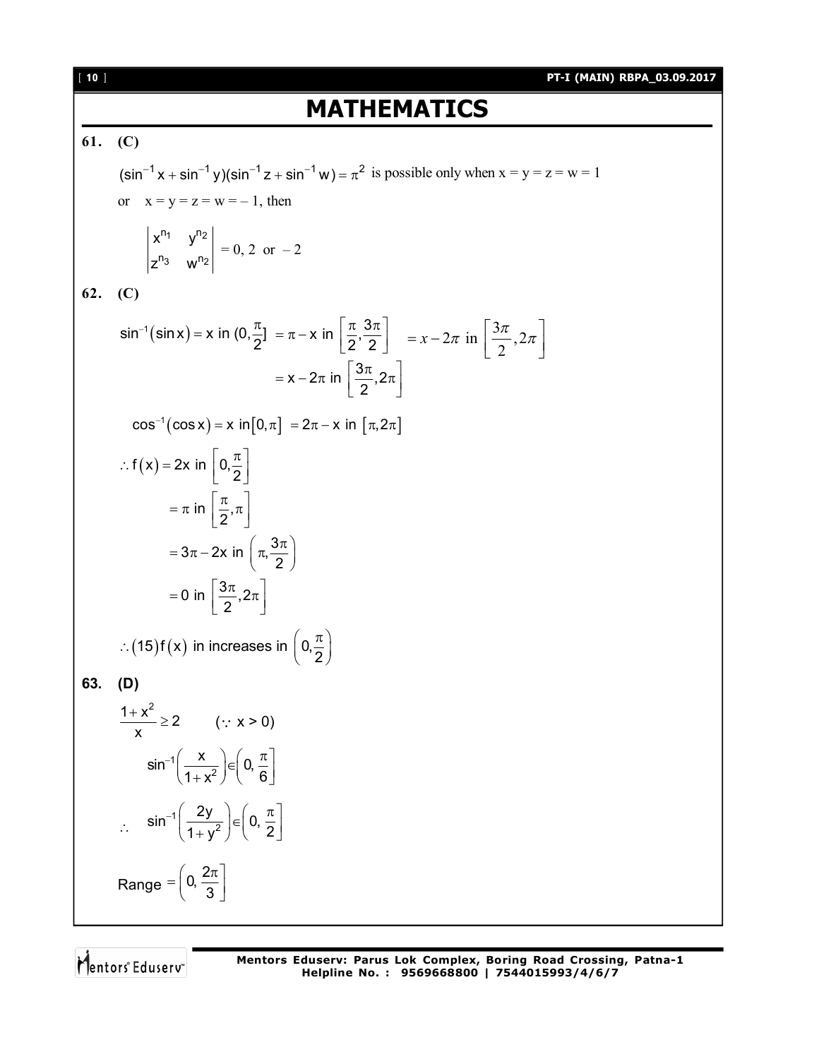# MATHEMATICS

**61. (C)**

$(\sin^{-1}x + \sin^{-1}y)(\sin^{-1}z + \sin^{-1}w) = \pi^2$ is possible only when x = y = z = w = 1

or x = y = z = w = – 1, then

$$\begin{vmatrix} x^{n_1} & y^{n_2} \\ z^{n_3} & w^{n_2} \end{vmatrix} = 0, 2 \text{ or } -2$$

**62. (C)**

$\sin^{-1}(\sin x) = x$ in $(0, \frac{\pi}{2}]$ $= \pi - x$ in $\left[\frac{\pi}{2}, \frac{3\pi}{2}\right]$ $= x - 2\pi$ in $\left[\frac{3\pi}{2}, 2\pi\right]$

$= x - 2\pi$ in $\left[\frac{3\pi}{2}, 2\pi\right]$

$\cos^{-1}(\cos x) = x$ in $[0, \pi]$ $= 2\pi - x$ in $[\pi, 2\pi]$

$\therefore f(x) = 2x$ in $\left[0, \frac{\pi}{2}\right]$

$= \pi$ in $\left[\frac{\pi}{2}, \pi\right]$

$= 3\pi - 2x$ in $\left(\pi, \frac{3\pi}{2}\right)$

$= 0$ in $\left[\frac{3\pi}{2}, 2\pi\right]$

$\therefore (15) f(x)$ in increases in $\left(0, \frac{\pi}{2}\right)$

**63. (D)**

$\frac{1+x^2}{x} \geq 2 \qquad (\because x > 0)$

$\sin^{-1}\left(\frac{x}{1+x^2}\right) \in \left(0, \frac{\pi}{6}\right]$

$\therefore \quad \sin^{-1}\left(\frac{2y}{1+y^2}\right) \in \left(0, \frac{\pi}{2}\right]$

Range $= \left(0, \frac{2\pi}{3}\right]$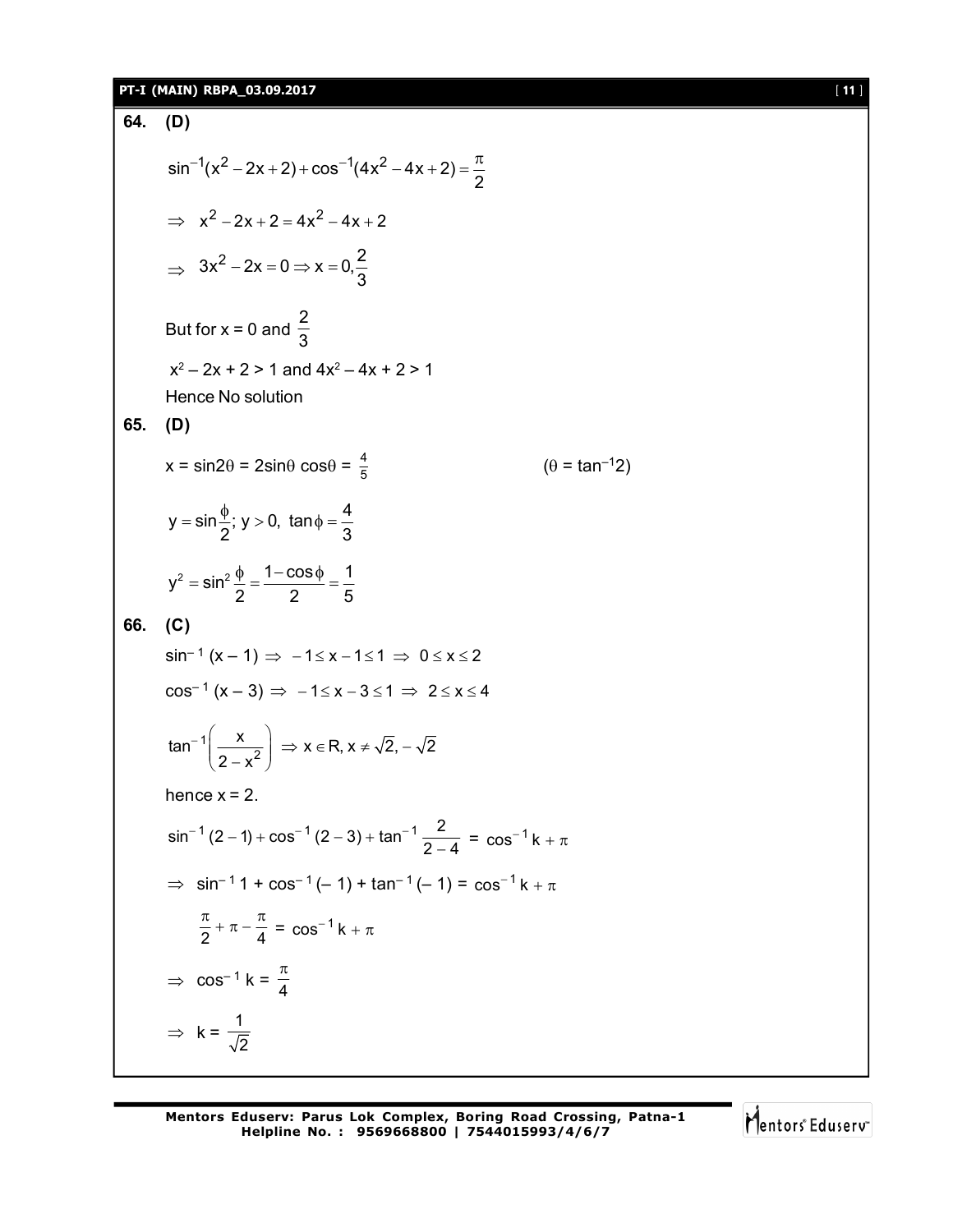**64. (D)**

$$\sin^{-1}(x^2 - 2x + 2) + \cos^{-1}(4x^2 - 4x + 2) = \frac{\pi}{2}$$

$$\Rightarrow \; x^2 - 2x + 2 = 4x^2 - 4x + 2$$

$$\Rightarrow \; 3x^2 - 2x = 0 \Rightarrow x = 0, \frac{2}{3}$$

But for x = 0 and $\frac{2}{3}$

$x^2 - 2x + 2 > 1$ and $4x^2 - 4x + 2 > 1$

Hence No solution

**65. (D)**

$x = \sin 2\theta = 2\sin\theta \cos\theta = \frac{4}{5}$ $\qquad\qquad$ $(\theta = \tan^{-1}2)$

$$y = \sin\frac{\phi}{2};\; y > 0,\; \tan\phi = \frac{4}{3}$$

$$y^2 = \sin^2\frac{\phi}{2} = \frac{1 - \cos\phi}{2} = \frac{1}{5}$$

**66. (C)**

$\sin^{-1}(x - 1) \Rightarrow -1 \le x - 1 \le 1 \Rightarrow 0 \le x \le 2$

$\cos^{-1}(x - 3) \Rightarrow -1 \le x - 3 \le 1 \Rightarrow 2 \le x \le 4$

$\tan^{-1}\left(\frac{x}{2 - x^2}\right) \Rightarrow x \in R, x \ne \sqrt{2}, -\sqrt{2}$

hence x = 2.

$$\sin^{-1}(2 - 1) + \cos^{-1}(2 - 3) + \tan^{-1}\frac{2}{2 - 4} = \cos^{-1}k + \pi$$

$$\Rightarrow \; \sin^{-1}1 + \cos^{-1}(-1) + \tan^{-1}(-1) = \cos^{-1}k + \pi$$

$$\frac{\pi}{2} + \pi - \frac{\pi}{4} = \cos^{-1}k + \pi$$

$$\Rightarrow \; \cos^{-1}k = \frac{\pi}{4}$$

$$\Rightarrow \; k = \frac{1}{\sqrt{2}}$$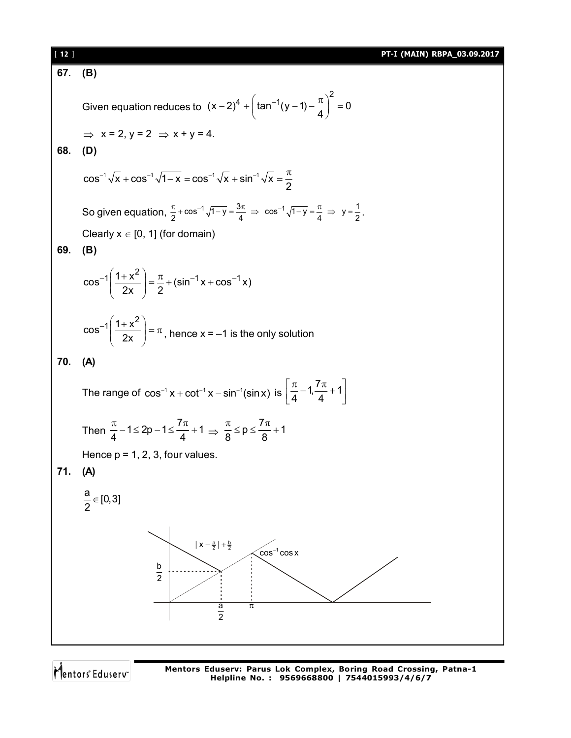**67. (B)**

Given equation reduces to $(x-2)^4 + \left(\tan^{-1}(y-1) - \frac{\pi}{4}\right)^2 = 0$

$\Rightarrow$ x = 2, y = 2 $\Rightarrow$ x + y = 4.

**68. (D)**

$$\cos^{-1}\sqrt{x} + \cos^{-1}\sqrt{1-x} = \cos^{-1}\sqrt{x} + \sin^{-1}\sqrt{x} = \frac{\pi}{2}$$

So given equation, $\frac{\pi}{2} + \cos^{-1}\sqrt{1-y} = \frac{3\pi}{4} \Rightarrow \cos^{-1}\sqrt{1-y} = \frac{\pi}{4} \Rightarrow y = \frac{1}{2}$.

Clearly $x \in [0, 1]$ (for domain)

**69. (B)**

$$\cos^{-1}\left(\frac{1+x^2}{2x}\right) = \frac{\pi}{2} + (\sin^{-1}x + \cos^{-1}x)$$

$\cos^{-1}\left(\frac{1+x^2}{2x}\right) = \pi$, hence x = –1 is the only solution

**70. (A)**

The range of $\cos^{-1}x + \cot^{-1}x - \sin^{-1}(\sin x)$ is $\left[\frac{\pi}{4} - 1, \frac{7\pi}{4} + 1\right]$

Then $\frac{\pi}{4} - 1 \le 2p - 1 \le \frac{7\pi}{4} + 1 \Rightarrow \frac{\pi}{8} \le p \le \frac{7\pi}{8} + 1$

Hence p = 1, 2, 3, four values.

**71. (A)**

$\frac{a}{2} \in [0, 3]$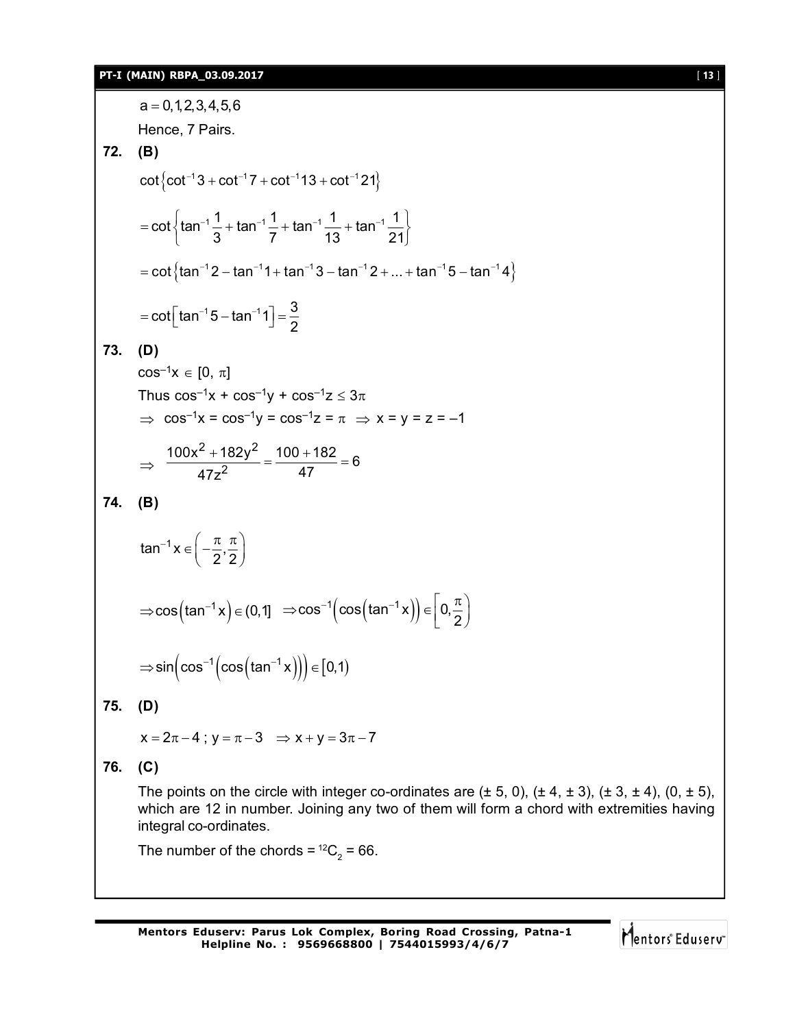$$a = 0, 1, 2, 3, 4, 5, 6$$

Hence, 7 Pairs.

**72. (B)**

$$\cot\left\{\cot^{-1}3 + \cot^{-1}7 + \cot^{-1}13 + \cot^{-1}21\right\}$$

$$= \cot\left\{\tan^{-1}\frac{1}{3} + \tan^{-1}\frac{1}{7} + \tan^{-1}\frac{1}{13} + \tan^{-1}\frac{1}{21}\right\}$$

$$= \cot\left\{\tan^{-1}2 - \tan^{-1}1 + \tan^{-1}3 - \tan^{-1}2 + ... + \tan^{-1}5 - \tan^{-1}4\right\}$$

$$= \cot\left[\tan^{-1}5 - \tan^{-1}1\right] = \frac{3}{2}$$

**73. (D)**

$\cos^{-1}x \in [0, \pi]$

Thus $\cos^{-1}x + \cos^{-1}y + \cos^{-1}z \leq 3\pi$

$\Rightarrow \cos^{-1}x = \cos^{-1}y = \cos^{-1}z = \pi \Rightarrow x = y = z = -1$

$$\Rightarrow \frac{100x^2 + 182y^2}{47z^2} = \frac{100 + 182}{47} = 6$$

**74. (B)**

$$\tan^{-1}x \in \left(-\frac{\pi}{2}, \frac{\pi}{2}\right)$$

$$\Rightarrow \cos\left(\tan^{-1}x\right) \in (0, 1] \Rightarrow \cos^{-1}\left(\cos\left(\tan^{-1}x\right)\right) \in \left[0, \frac{\pi}{2}\right)$$

$$\Rightarrow \sin\left(\cos^{-1}\left(\cos\left(\tan^{-1}x\right)\right)\right) \in [0, 1)$$

**75. (D)**

$$x = 2\pi - 4\ ;\ y = \pi - 3 \Rightarrow x + y = 3\pi - 7$$

**76. (C)**

The points on the circle with integer co-ordinates are $(\pm 5, 0)$, $(\pm 4, \pm 3)$, $(\pm 3, \pm 4)$, $(0, \pm 5)$, which are 12 in number. Joining any two of them will form a chord with extremities having integral co-ordinates.

The number of the chords = ${}^{12}C_2 = 66$.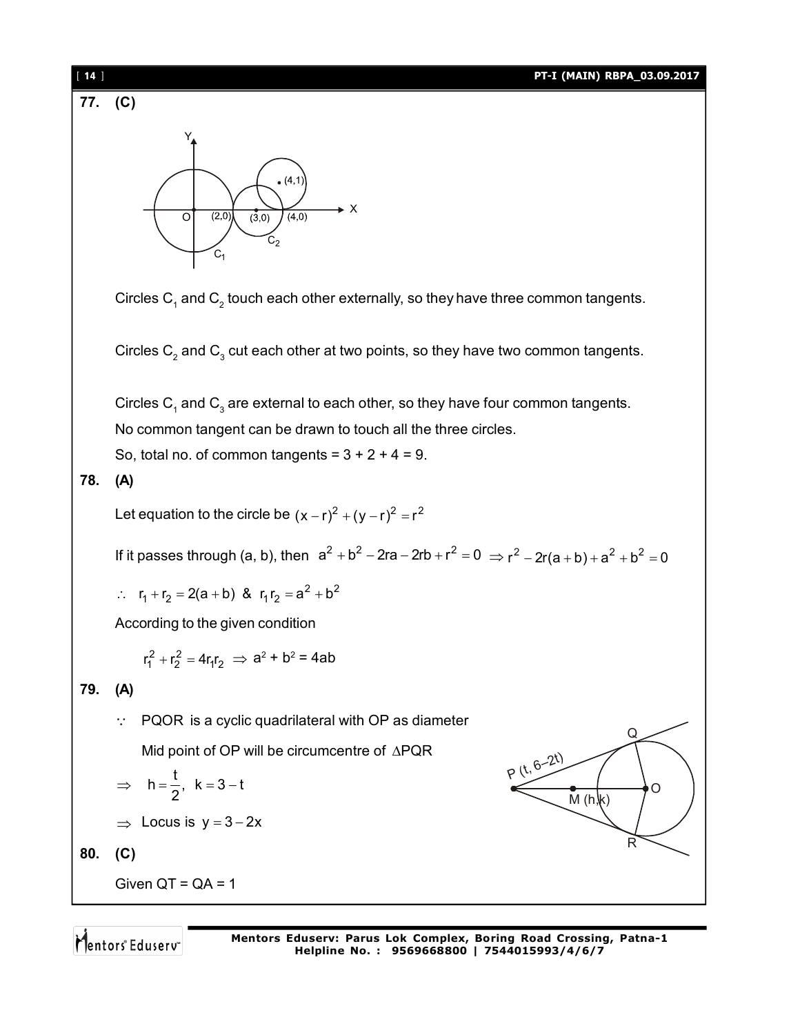**77. (C)**

Circles $C_1$ and $C_2$ touch each other externally, so they have three common tangents.

Circles $C_2$ and $C_3$ cut each other at two points, so they have two common tangents.

Circles $C_1$ and $C_3$ are external to each other, so they have four common tangents.

No common tangent can be drawn to touch all the three circles.

So, total no. of common tangents = 3 + 2 + 4 = 9.

**78. (A)**

Let equation to the circle be $(x-r)^2+(y-r)^2=r^2$

If it passes through (a, b), then $a^2+b^2-2ra-2rb+r^2=0 \Rightarrow r^2-2r(a+b)+a^2+b^2=0$

$\therefore \; r_1+r_2=2(a+b) \;\&\; r_1r_2=a^2+b^2$

According to the given condition

$r_1^2+r_2^2=4r_1r_2 \Rightarrow a^2+b^2=4ab$

**79. (A)**

$\because$ PQOR is a cyclic quadrilateral with OP as diameter

Mid point of OP will be circumcentre of $\Delta PQR$

$\Rightarrow \quad h=\dfrac{t}{2},\; k=3-t$

$\Rightarrow$ Locus is $y=3-2x$

**80. (C)**

Given QT = QA = 1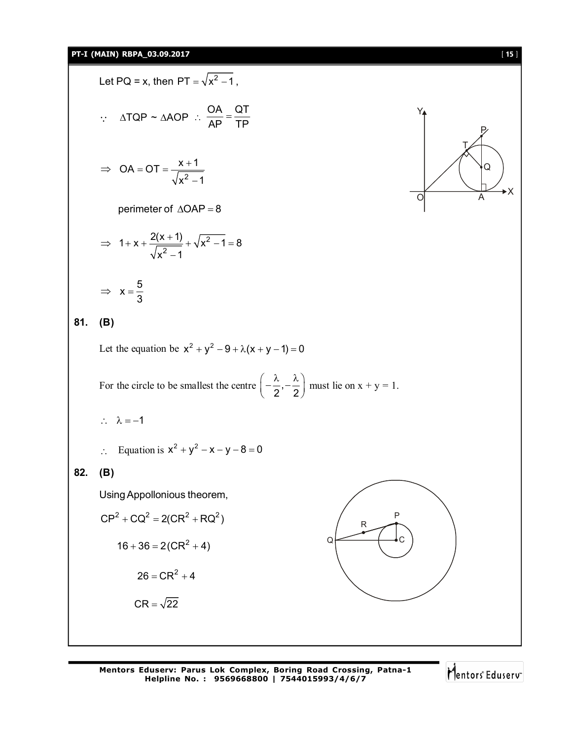Let PQ = x, then $PT = \sqrt{x^2 - 1}$,

$\because \quad \Delta TQP \sim \Delta AOP \;\therefore\; \dfrac{OA}{AP} = \dfrac{QT}{TP}$

$$\Rightarrow \quad OA = OT = \frac{x+1}{\sqrt{x^2-1}}$$

perimeter of $\Delta OAP = 8$

$$\Rightarrow \quad 1 + x + \frac{2(x+1)}{\sqrt{x^2-1}} + \sqrt{x^2-1} = 8$$

$$\Rightarrow \quad x = \frac{5}{3}$$

**81. (B)**

Let the equation be $x^2 + y^2 - 9 + \lambda(x + y - 1) = 0$

For the circle to be smallest the centre $\left(-\dfrac{\lambda}{2}, -\dfrac{\lambda}{2}\right)$ must lie on x + y = 1.

$\therefore \quad \lambda = -1$

$\therefore \quad$ Equation is $x^2 + y^2 - x - y - 8 = 0$

**82. (B)**

Using Appollonious theorem,

$$CP^2 + CQ^2 = 2(CR^2 + RQ^2)$$

$$16 + 36 = 2(CR^2 + 4)$$

$$26 = CR^2 + 4$$

$$CR = \sqrt{22}$$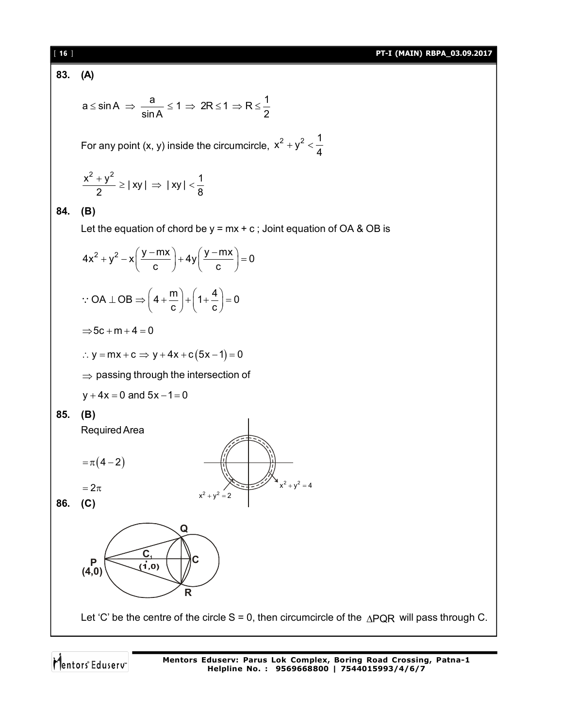**83. (A)**

$$a \le \sin A \Rightarrow \frac{a}{\sin A} \le 1 \Rightarrow 2R \le 1 \Rightarrow R \le \frac{1}{2}$$

For any point (x, y) inside the circumcircle, $x^2 + y^2 < \frac{1}{4}$

$$\frac{x^2 + y^2}{2} \ge |xy| \Rightarrow |xy| < \frac{1}{8}$$

**84. (B)**

Let the equation of chord be y = mx + c ; Joint equation of OA & OB is

$$4x^2 + y^2 - x\left(\frac{y - mx}{c}\right) + 4y\left(\frac{y - mx}{c}\right) = 0$$

$$\because OA \perp OB \Rightarrow \left(4 + \frac{m}{c}\right) + \left(1 + \frac{4}{c}\right) = 0$$

$$\Rightarrow 5c + m + 4 = 0$$

$$\therefore y = mx + c \Rightarrow y + 4x + c(5x - 1) = 0$$

$\Rightarrow$ passing through the intersection of

$y + 4x = 0$ and $5x - 1 = 0$

**85. (B)**

Required Area

$$= \pi(4 - 2)$$

$$= 2\pi$$

$x^2 + y^2 = 4$

$x^2 + y^2 = 2$

**86. (C)**

Q, $C_1$ (1,0), P (4,0), C, R

Let 'C' be the centre of the circle S = 0, then circumcircle of the $\Delta PQR$ will pass through C.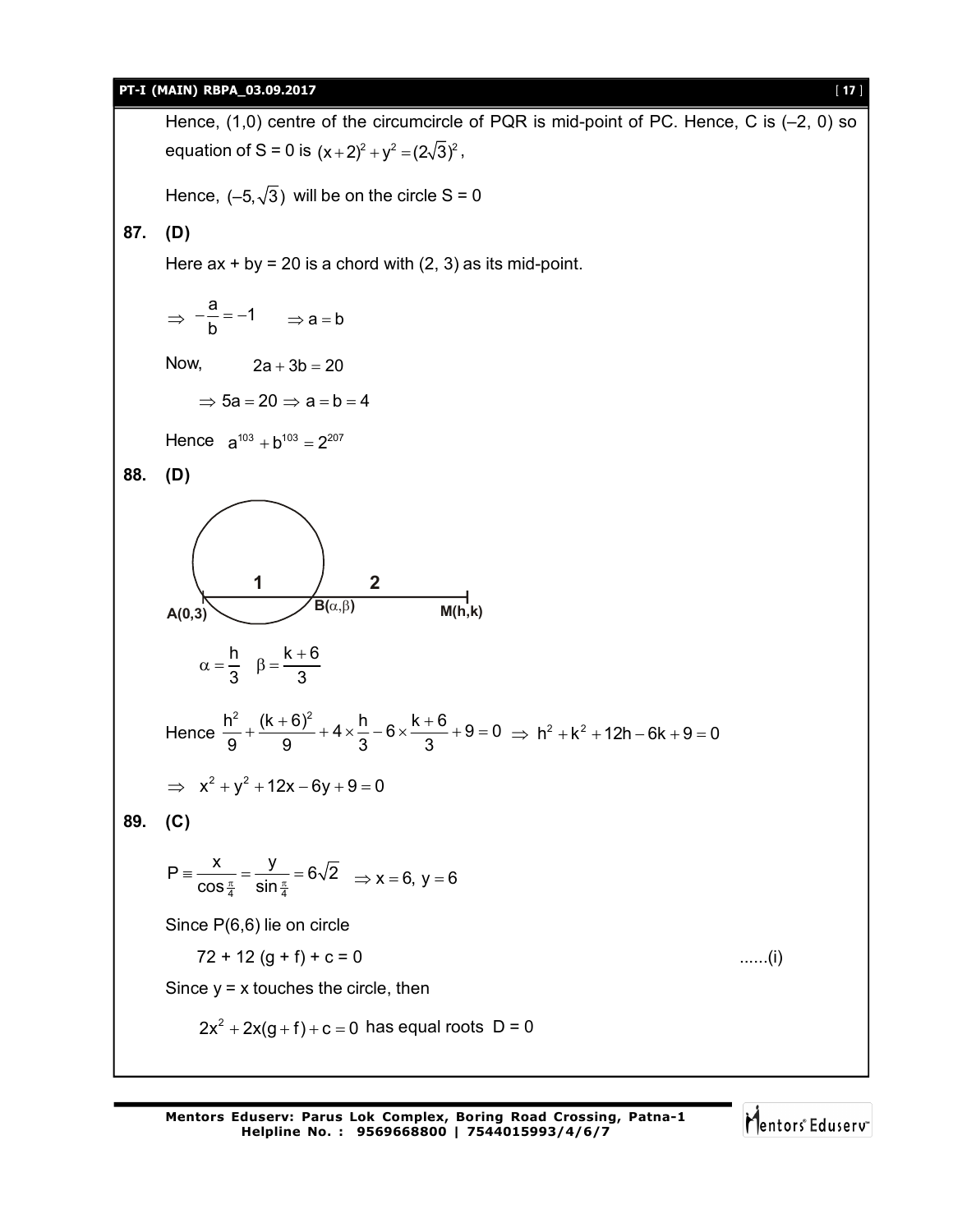Hence, (1,0) centre of the circumcircle of PQR is mid-point of PC. Hence, C is (–2, 0) so equation of S = 0 is $(x+2)^2 + y^2 = (2\sqrt{3})^2$,

Hence, $(-5, \sqrt{3})$ will be on the circle S = 0

**87. (D)**

Here ax + by = 20 is a chord with (2, 3) as its mid-point.

$$\Rightarrow -\frac{a}{b} = -1 \quad \Rightarrow a = b$$

Now, $\quad 2a + 3b = 20$

$$\Rightarrow 5a = 20 \Rightarrow a = b = 4$$

Hence $\quad a^{103} + b^{103} = 2^{207}$

**88. (D)**

A(0,3) —1— B($\alpha,\beta$) —2— M(h,k)

$$\alpha = \frac{h}{3} \quad \beta = \frac{k+6}{3}$$

Hence $\frac{h^2}{9} + \frac{(k+6)^2}{9} + 4 \times \frac{h}{3} - 6 \times \frac{k+6}{3} + 9 = 0 \Rightarrow h^2 + k^2 + 12h - 6k + 9 = 0$

$$\Rightarrow x^2 + y^2 + 12x - 6y + 9 = 0$$

**89. (C)**

$$P \equiv \frac{x}{\cos\frac{\pi}{4}} = \frac{y}{\sin\frac{\pi}{4}} = 6\sqrt{2} \quad \Rightarrow x = 6,\ y = 6$$

Since P(6,6) lie on circle

$72 + 12(g + f) + c = 0$ ......(i)

Since y = x touches the circle, then

$2x^2 + 2x(g + f) + c = 0$ has equal roots D = 0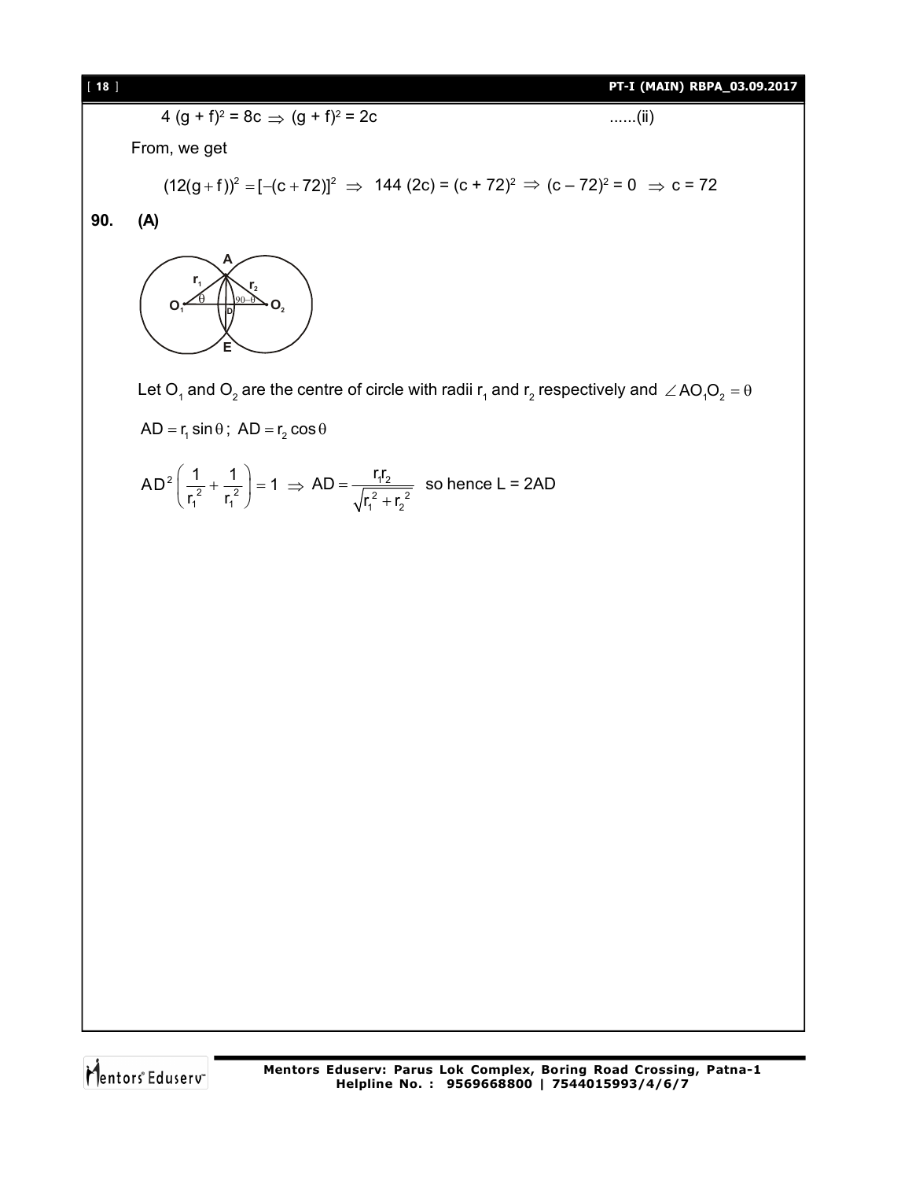$$4(g+f)^2 = 8c \Rightarrow (g+f)^2 = 2c \qquad \text{......(ii)}$$

From, we get

$$(12(g+f))^2 = [-(c+72)]^2 \Rightarrow 144(2c) = (c+72)^2 \Rightarrow (c-72)^2 = 0 \Rightarrow c = 72$$

**90. (A)**

A

$r_1$

$r_2$

$O_1$

$\theta$

$90-\theta$

$O_2$

D

E

Let $O_1$ and $O_2$ are the centre of circle with radii $r_1$ and $r_2$ respectively and $\angle AO_1O_2 = \theta$

$AD = r_1 \sin\theta$; $AD = r_2 \cos\theta$

$$AD^2\left(\frac{1}{r_1^2} + \frac{1}{r_1^2}\right) = 1 \Rightarrow AD = \frac{r_1 r_2}{\sqrt{r_1^2 + r_2^2}} \quad \text{so hence } L = 2AD$$